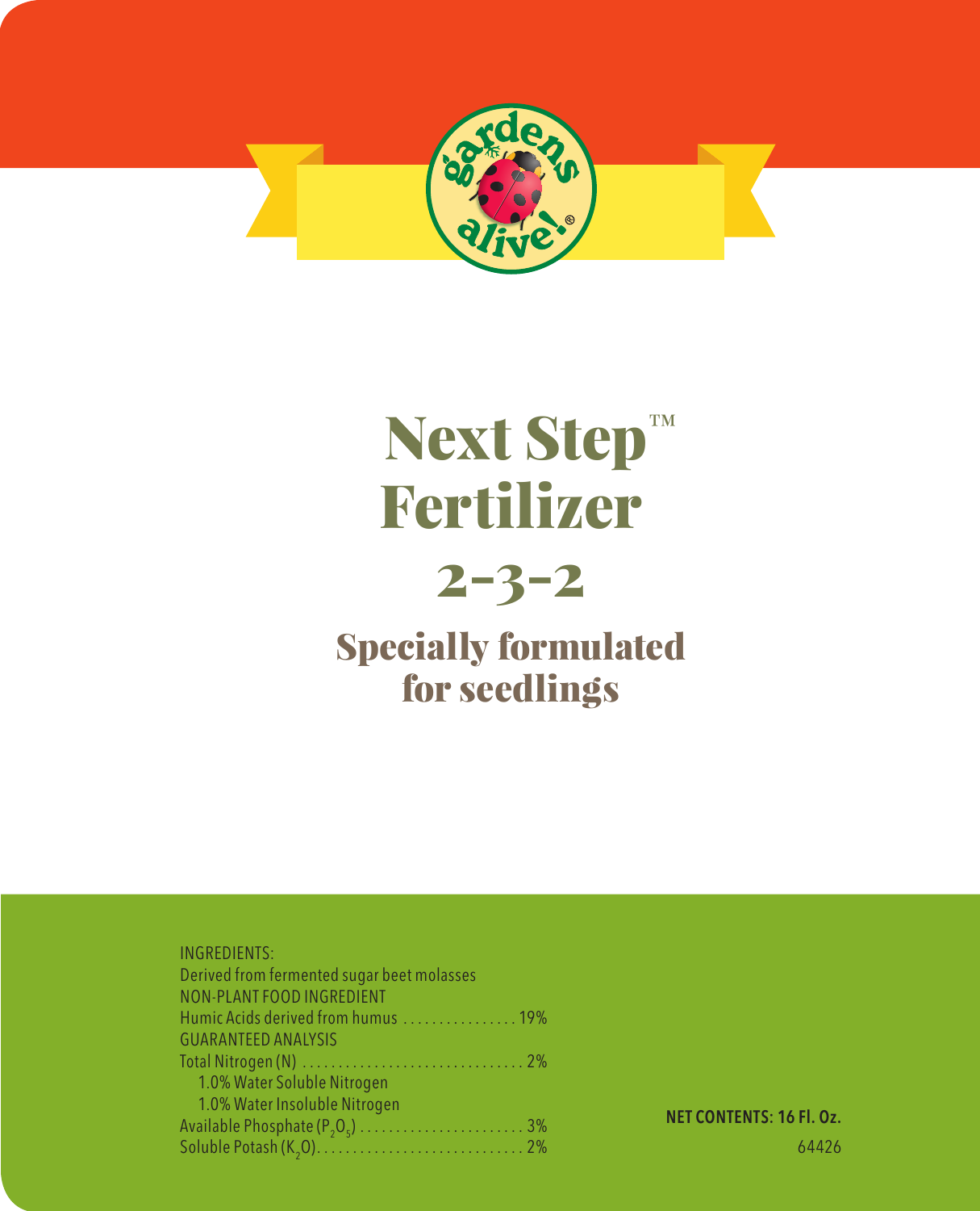# Next Step™ Fertilizer

## 2-3-2

### Specially formulated for seedlings

INGREDIENTS:
Derived from fermented sugar beet molasses

NON-PLANT FOOD INGREDIENT
Humic Acids derived from humus ................ 19%

GUARANTEED ANALYSIS
Total Nitrogen (N) ............................... 2%
  1.0% Water Soluble Nitrogen
  1.0% Water Insoluble Nitrogen
Available Phosphate ($P_2O_5$) ....................... 3%
Soluble Potash ($K_2O$)............................. 2%

**NET CONTENTS: 16 Fl. Oz.**

64426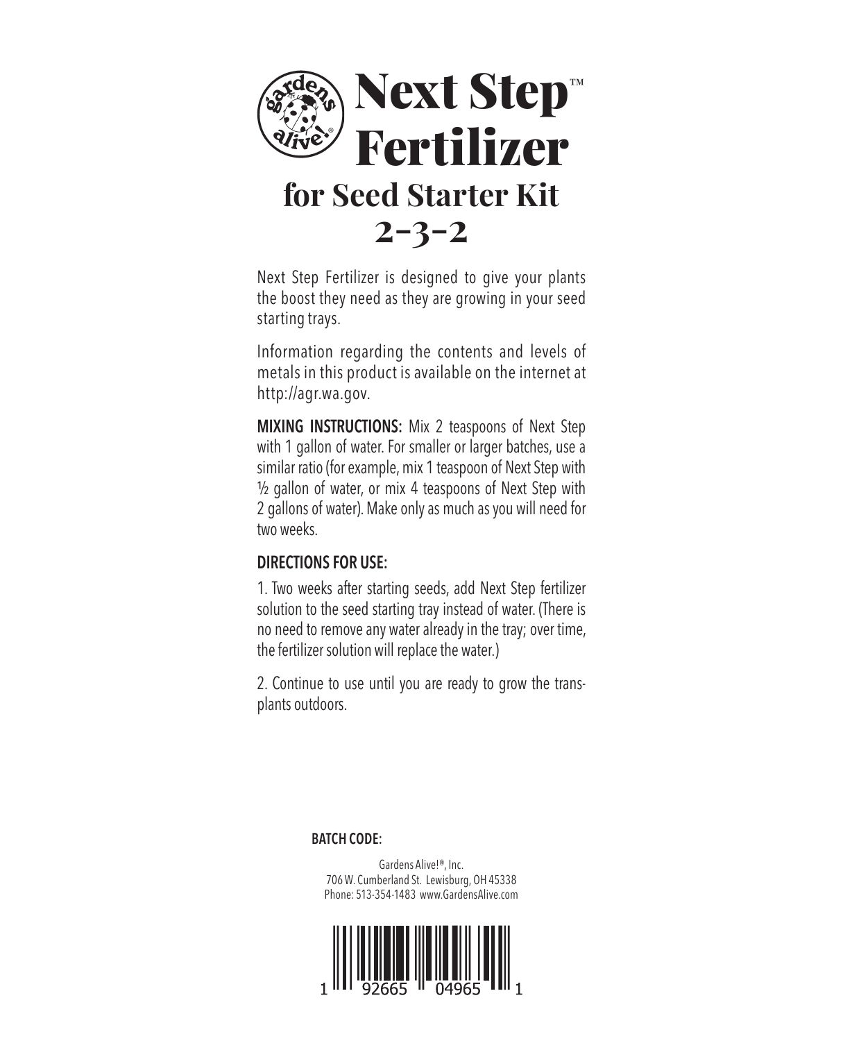# Next Step™ Fertilizer

## for Seed Starter Kit

## 2-3-2

Next Step Fertilizer is designed to give your plants the boost they need as they are growing in your seed starting trays.

Information regarding the contents and levels of metals in this product is available on the internet at http://agr.wa.gov.

**MIXING INSTRUCTIONS:** Mix 2 teaspoons of Next Step with 1 gallon of water. For smaller or larger batches, use a similar ratio (for example, mix 1 teaspoon of Next Step with ½ gallon of water, or mix 4 teaspoons of Next Step with 2 gallons of water). Make only as much as you will need for two weeks.

**DIRECTIONS FOR USE:**

1. Two weeks after starting seeds, add Next Step fertilizer solution to the seed starting tray instead of water. (There is no need to remove any water already in the tray; over time, the fertilizer solution will replace the water.)

2. Continue to use until you are ready to grow the transplants outdoors.

**BATCH CODE:**

Gardens Alive!®, Inc.
706 W. Cumberland St. Lewisburg, OH 45338
Phone: 513-354-1483 www.GardensAlive.com

1 92665 04965 1